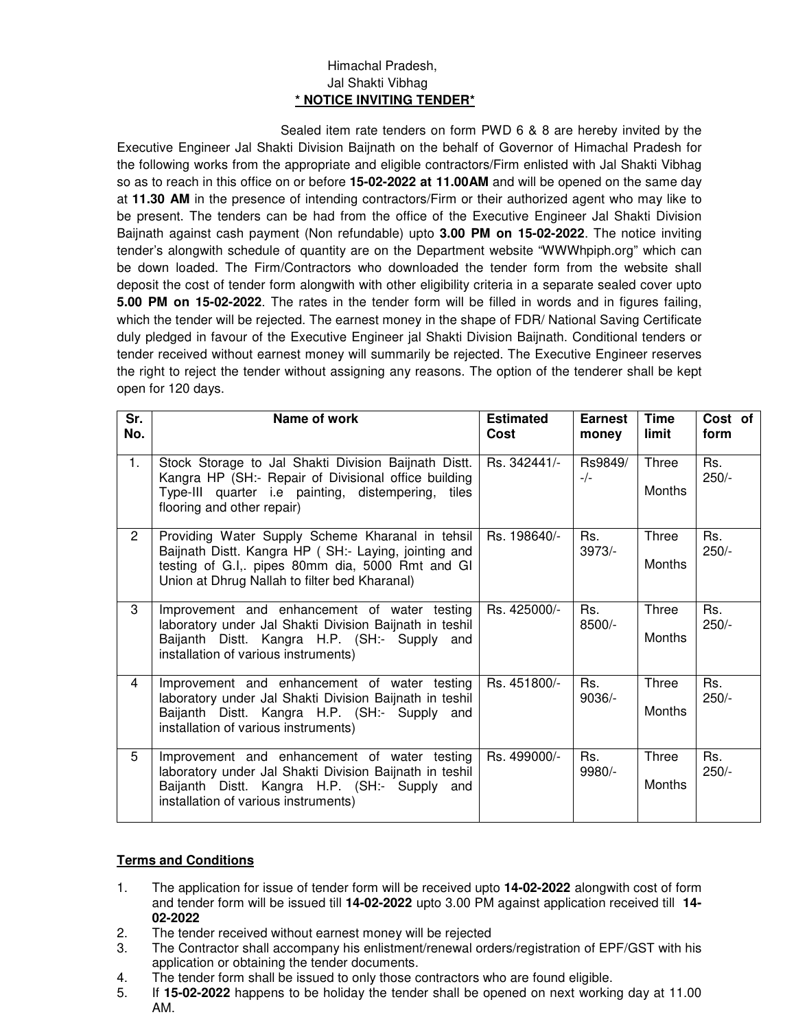Himachal Pradesh,
Jal Shakti Vibhag

**<u>* NOTICE INVITING TENDER*</u>**

Sealed item rate tenders on form PWD 6 & 8 are hereby invited by the Executive Engineer Jal Shakti Division Baijnath on the behalf of Governor of Himachal Pradesh for the following works from the appropriate and eligible contractors/Firm enlisted with Jal Shakti Vibhag so as to reach in this office on or before **15-02-2022 at 11.00AM** and will be opened on the same day at **11.30 AM** in the presence of intending contractors/Firm or their authorized agent who may like to be present. The tenders can be had from the office of the Executive Engineer Jal Shakti Division Baijnath against cash payment (Non refundable) upto **3.00 PM on 15-02-2022**. The notice inviting tender's alongwith schedule of quantity are on the Department website "WWWhpiph.org" which can be down loaded. The Firm/Contractors who downloaded the tender form from the website shall deposit the cost of tender form alongwith with other eligibility criteria in a separate sealed cover upto **5.00 PM on 15-02-2022**. The rates in the tender form will be filled in words and in figures failing, which the tender will be rejected. The earnest money in the shape of FDR/ National Saving Certificate duly pledged in favour of the Executive Engineer jal Shakti Division Baijnath. Conditional tenders or tender received without earnest money will summarily be rejected. The Executive Engineer reserves the right to reject the tender without assigning any reasons. The option of the tenderer shall be kept open for 120 days.

| Sr. No. | Name of work | Estimated Cost | Earnest money | Time limit | Cost of form |
|---|---|---|---|---|---|
| 1. | Stock Storage to Jal Shakti Division Baijnath Distt. Kangra HP (SH:- Repair of Divisional office building Type-III quarter i.e painting, distempering, tiles flooring and other repair) | Rs. 342441/- | Rs9849/-/- | Three Months | Rs. 250/- |
| 2 | Providing Water Supply Scheme Kharanal in tehsil Baijnath Distt. Kangra HP ( SH:- Laying, jointing and testing of G.I,. pipes 80mm dia, 5000 Rmt and GI Union at Dhrug Nallah to filter bed Kharanal) | Rs. 198640/- | Rs. 3973/- | Three Months | Rs. 250/- |
| 3 | Improvement and enhancement of water testing laboratory under Jal Shakti Division Baijnath in teshil Baijanth Distt. Kangra H.P. (SH:- Supply and installation of various instruments) | Rs. 425000/- | Rs. 8500/- | Three Months | Rs. 250/- |
| 4 | Improvement and enhancement of water testing laboratory under Jal Shakti Division Baijnath in teshil Baijanth Distt. Kangra H.P. (SH:- Supply and installation of various instruments) | Rs. 451800/- | Rs. 9036/- | Three Months | Rs. 250/- |
| 5 | Improvement and enhancement of water testing laboratory under Jal Shakti Division Baijnath in teshil Baijanth Distt. Kangra H.P. (SH:- Supply and installation of various instruments) | Rs. 499000/- | Rs. 9980/- | Three Months | Rs. 250/- |

**<u>Terms and Conditions</u>**

1. The application for issue of tender form will be received upto **14-02-2022** alongwith cost of form and tender form will be issued till **14-02-2022** upto 3.00 PM against application received till **14-02-2022**
2. The tender received without earnest money will be rejected
3. The Contractor shall accompany his enlistment/renewal orders/registration of EPF/GST with his application or obtaining the tender documents.
4. The tender form shall be issued to only those contractors who are found eligible.
5. If **15-02-2022** happens to be holiday the tender shall be opened on next working day at 11.00 AM.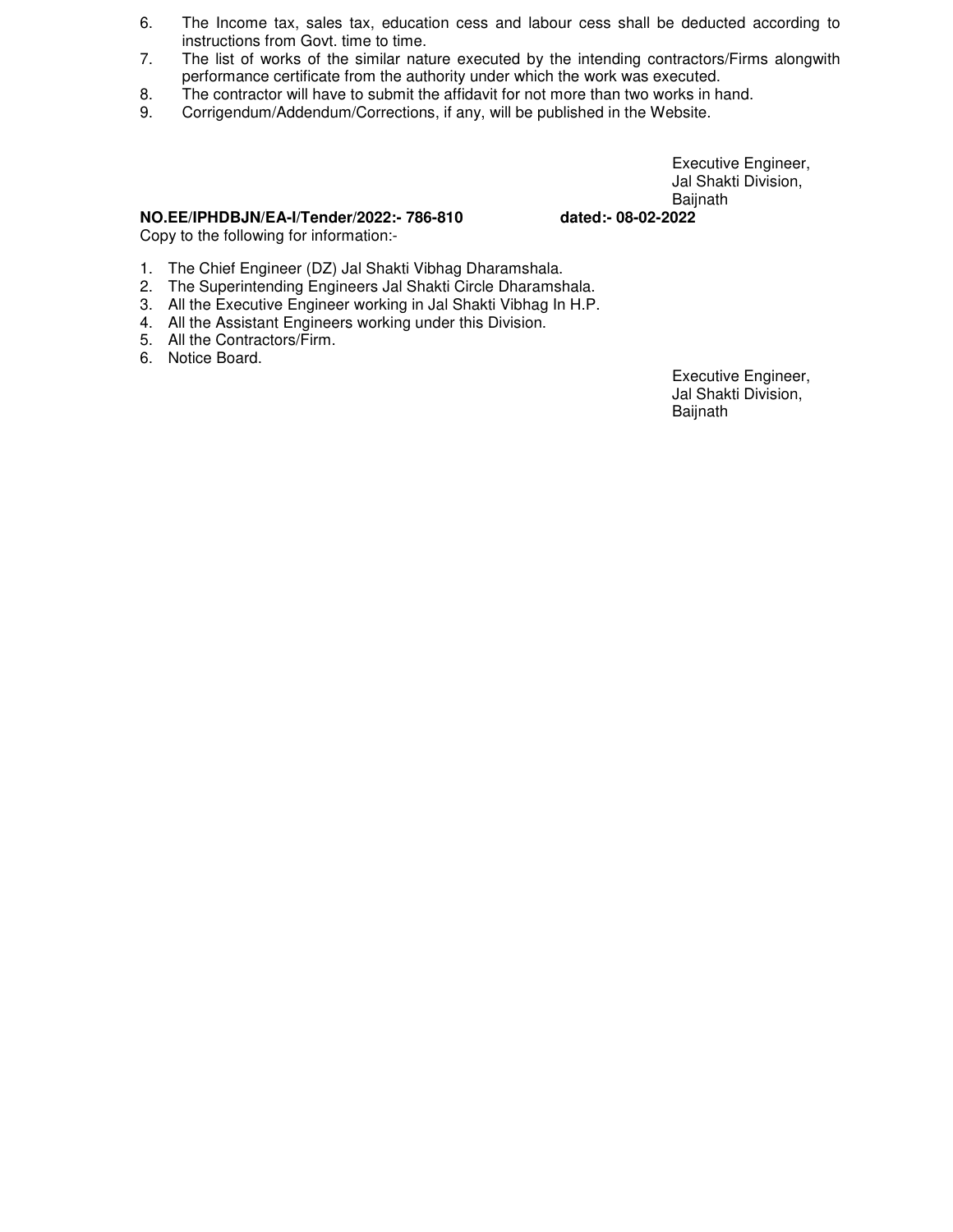6. The Income tax, sales tax, education cess and labour cess shall be deducted according to instructions from Govt. time to time.
7. The list of works of the similar nature executed by the intending contractors/Firms alongwith performance certificate from the authority under which the work was executed.
8. The contractor will have to submit the affidavit for not more than two works in hand.
9. Corrigendum/Addendum/Corrections, if any, will be published in the Website.

Executive Engineer,
Jal Shakti Division,
Baijnath

**NO.EE/IPHDBJN/EA-I/Tender/2022:- 786-810 dated:- 08-02-2022**

Copy to the following for information:-

1. The Chief Engineer (DZ) Jal Shakti Vibhag Dharamshala.
2. The Superintending Engineers Jal Shakti Circle Dharamshala.
3. All the Executive Engineer working in Jal Shakti Vibhag In H.P.
4. All the Assistant Engineers working under this Division.
5. All the Contractors/Firm.
6. Notice Board.

Executive Engineer,
Jal Shakti Division,
Baijnath